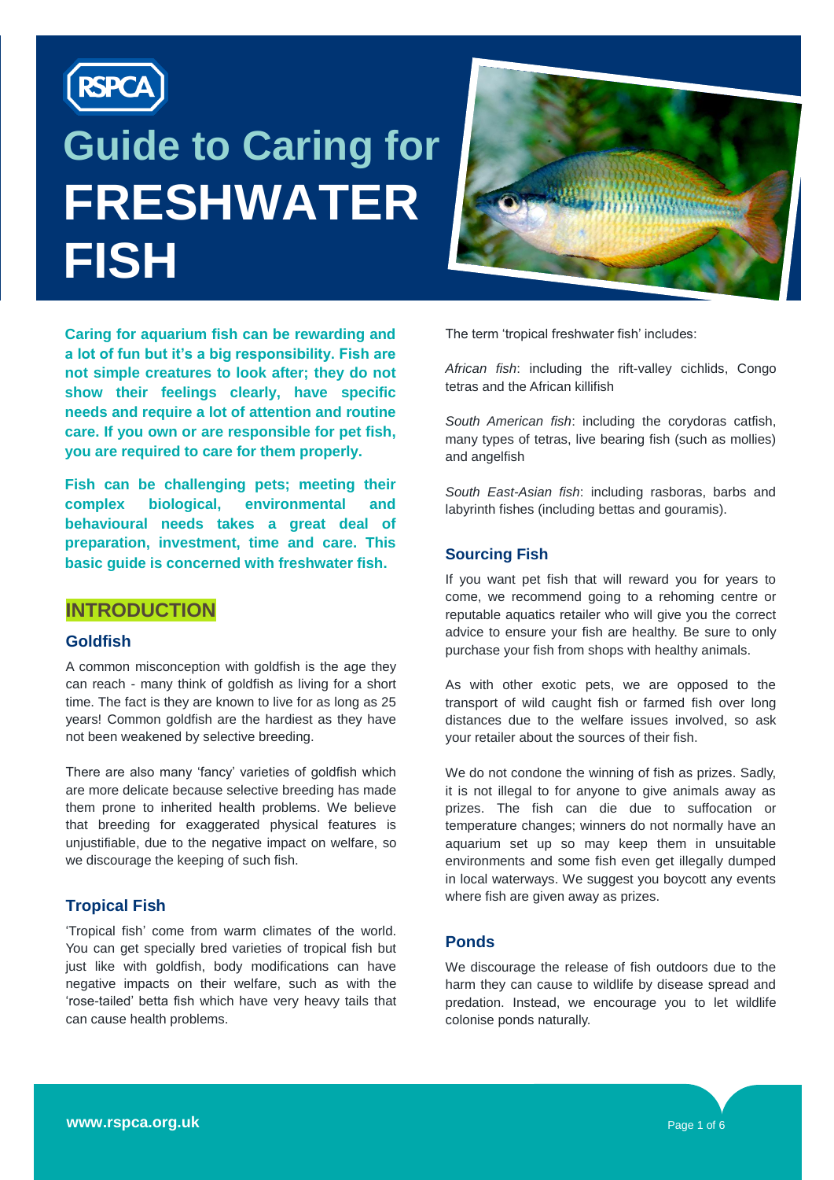# Guide to Caring for FRESHWATER FISH

**Caring for aquarium fish can be rewarding and a lot of fun but it's a big responsibility. Fish are not simple creatures to look after; they do not show their feelings clearly, have specific needs and require a lot of attention and routine care. If you own or are responsible for pet fish, you are required to care for them properly.**

**Fish can be challenging pets; meeting their complex biological, environmental and behavioural needs takes a great deal of preparation, investment, time and care. This basic guide is concerned with freshwater fish.**

## INTRODUCTION

### Goldfish

A common misconception with goldfish is the age they can reach - many think of goldfish as living for a short time. The fact is they are known to live for as long as 25 years! Common goldfish are the hardiest as they have not been weakened by selective breeding.

There are also many 'fancy' varieties of goldfish which are more delicate because selective breeding has made them prone to inherited health problems. We believe that breeding for exaggerated physical features is unjustifiable, due to the negative impact on welfare, so we discourage the keeping of such fish.

### Tropical Fish

'Tropical fish' come from warm climates of the world. You can get specially bred varieties of tropical fish but just like with goldfish, body modifications can have negative impacts on their welfare, such as with the 'rose-tailed' betta fish which have very heavy tails that can cause health problems.

The term 'tropical freshwater fish' includes:

*African fish*: including the rift-valley cichlids, Congo tetras and the African killifish

*South American fish*: including the corydoras catfish, many types of tetras, live bearing fish (such as mollies) and angelfish

*South East-Asian fish*: including rasboras, barbs and labyrinth fishes (including bettas and gouramis).

### Sourcing Fish

If you want pet fish that will reward you for years to come, we recommend going to a rehoming centre or reputable aquatics retailer who will give you the correct advice to ensure your fish are healthy. Be sure to only purchase your fish from shops with healthy animals.

As with other exotic pets, we are opposed to the transport of wild caught fish or farmed fish over long distances due to the welfare issues involved, so ask your retailer about the sources of their fish.

We do not condone the winning of fish as prizes. Sadly, it is not illegal to for anyone to give animals away as prizes. The fish can die due to suffocation or temperature changes; winners do not normally have an aquarium set up so may keep them in unsuitable environments and some fish even get illegally dumped in local waterways. We suggest you boycott any events where fish are given away as prizes.

### Ponds

We discourage the release of fish outdoors due to the harm they can cause to wildlife by disease spread and predation. Instead, we encourage you to let wildlife colonise ponds naturally.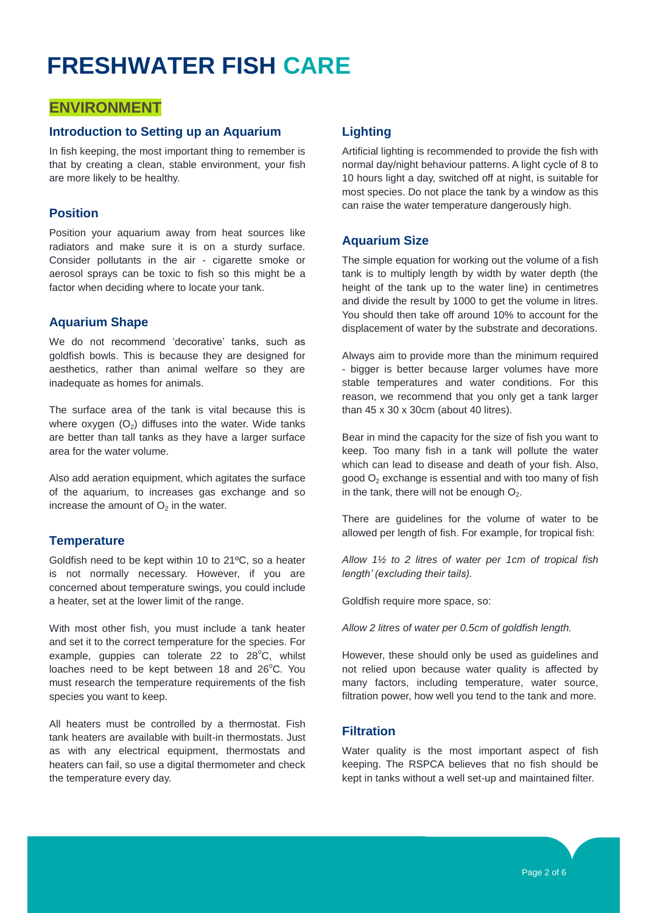# FRESHWATER FISH CARE

## ENVIRONMENT

### Introduction to Setting up an Aquarium

In fish keeping, the most important thing to remember is that by creating a clean, stable environment, your fish are more likely to be healthy.

### Position

Position your aquarium away from heat sources like radiators and make sure it is on a sturdy surface. Consider pollutants in the air - cigarette smoke or aerosol sprays can be toxic to fish so this might be a factor when deciding where to locate your tank.

### Aquarium Shape

We do not recommend 'decorative' tanks, such as goldfish bowls. This is because they are designed for aesthetics, rather than animal welfare so they are inadequate as homes for animals.

The surface area of the tank is vital because this is where oxygen ($O_2$) diffuses into the water. Wide tanks are better than tall tanks as they have a larger surface area for the water volume.

Also add aeration equipment, which agitates the surface of the aquarium, to increases gas exchange and so increase the amount of $O_2$ in the water.

### Temperature

Goldfish need to be kept within 10 to 21ºC, so a heater is not normally necessary. However, if you are concerned about temperature swings, you could include a heater, set at the lower limit of the range.

With most other fish, you must include a tank heater and set it to the correct temperature for the species. For example, guppies can tolerate 22 to 28°C, whilst loaches need to be kept between 18 and 26°C. You must research the temperature requirements of the fish species you want to keep.

All heaters must be controlled by a thermostat. Fish tank heaters are available with built-in thermostats. Just as with any electrical equipment, thermostats and heaters can fail, so use a digital thermometer and check the temperature every day.

### Lighting

Artificial lighting is recommended to provide the fish with normal day/night behaviour patterns. A light cycle of 8 to 10 hours light a day, switched off at night, is suitable for most species. Do not place the tank by a window as this can raise the water temperature dangerously high.

### Aquarium Size

The simple equation for working out the volume of a fish tank is to multiply length by width by water depth (the height of the tank up to the water line) in centimetres and divide the result by 1000 to get the volume in litres. You should then take off around 10% to account for the displacement of water by the substrate and decorations.

Always aim to provide more than the minimum required - bigger is better because larger volumes have more stable temperatures and water conditions. For this reason, we recommend that you only get a tank larger than 45 x 30 x 30cm (about 40 litres).

Bear in mind the capacity for the size of fish you want to keep. Too many fish in a tank will pollute the water which can lead to disease and death of your fish. Also, good $O_2$ exchange is essential and with too many of fish in the tank, there will not be enough $O_2$.

There are guidelines for the volume of water to be allowed per length of fish. For example, for tropical fish:

*Allow 1½ to 2 litres of water per 1cm of tropical fish length' (excluding their tails).*

Goldfish require more space, so:

*Allow 2 litres of water per 0.5cm of goldfish length.*

However, these should only be used as guidelines and not relied upon because water quality is affected by many factors, including temperature, water source, filtration power, how well you tend to the tank and more.

### Filtration

Water quality is the most important aspect of fish keeping. The RSPCA believes that no fish should be kept in tanks without a well set-up and maintained filter.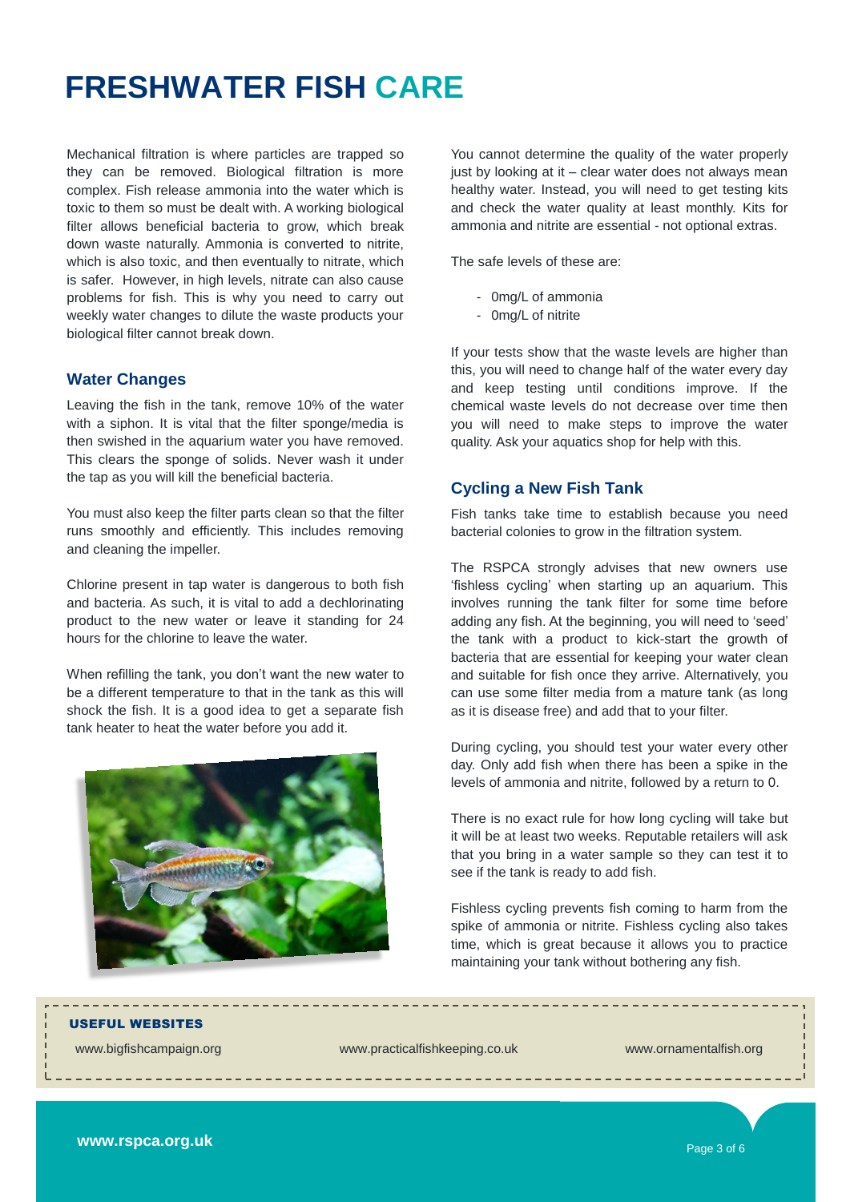# FRESHWATER FISH CARE

Mechanical filtration is where particles are trapped so they can be removed. Biological filtration is more complex. Fish release ammonia into the water which is toxic to them so must be dealt with. A working biological filter allows beneficial bacteria to grow, which break down waste naturally. Ammonia is converted to nitrite, which is also toxic, and then eventually to nitrate, which is safer. However, in high levels, nitrate can also cause problems for fish. This is why you need to carry out weekly water changes to dilute the waste products your biological filter cannot break down.

## Water Changes

Leaving the fish in the tank, remove 10% of the water with a siphon. It is vital that the filter sponge/media is then swished in the aquarium water you have removed. This clears the sponge of solids. Never wash it under the tap as you will kill the beneficial bacteria.

You must also keep the filter parts clean so that the filter runs smoothly and efficiently. This includes removing and cleaning the impeller.

Chlorine present in tap water is dangerous to both fish and bacteria. As such, it is vital to add a dechlorinating product to the new water or leave it standing for 24 hours for the chlorine to leave the water.

When refilling the tank, you don't want the new water to be a different temperature to that in the tank as this will shock the fish. It is a good idea to get a separate fish tank heater to heat the water before you add it.

You cannot determine the quality of the water properly just by looking at it – clear water does not always mean healthy water. Instead, you will need to get testing kits and check the water quality at least monthly. Kits for ammonia and nitrite are essential - not optional extras.

The safe levels of these are:

- 0mg/L of ammonia
- 0mg/L of nitrite

If your tests show that the waste levels are higher than this, you will need to change half of the water every day and keep testing until conditions improve. If the chemical waste levels do not decrease over time then you will need to make steps to improve the water quality. Ask your aquatics shop for help with this.

## Cycling a New Fish Tank

Fish tanks take time to establish because you need bacterial colonies to grow in the filtration system.

The RSPCA strongly advises that new owners use 'fishless cycling' when starting up an aquarium. This involves running the tank filter for some time before adding any fish. At the beginning, you will need to 'seed' the tank with a product to kick-start the growth of bacteria that are essential for keeping your water clean and suitable for fish once they arrive. Alternatively, you can use some filter media from a mature tank (as long as it is disease free) and add that to your filter.

During cycling, you should test your water every other day. Only add fish when there has been a spike in the levels of ammonia and nitrite, followed by a return to 0.

There is no exact rule for how long cycling will take but it will be at least two weeks. Reputable retailers will ask that you bring in a water sample so they can test it to see if the tank is ready to add fish.

Fishless cycling prevents fish coming to harm from the spike of ammonia or nitrite. Fishless cycling also takes time, which is great because it allows you to practice maintaining your tank without bothering any fish.

**USEFUL WEBSITES**

www.bigfishcampaign.org

www.practicalfishkeeping.co.uk

www.ornamentalfish.org

www.rspca.org.uk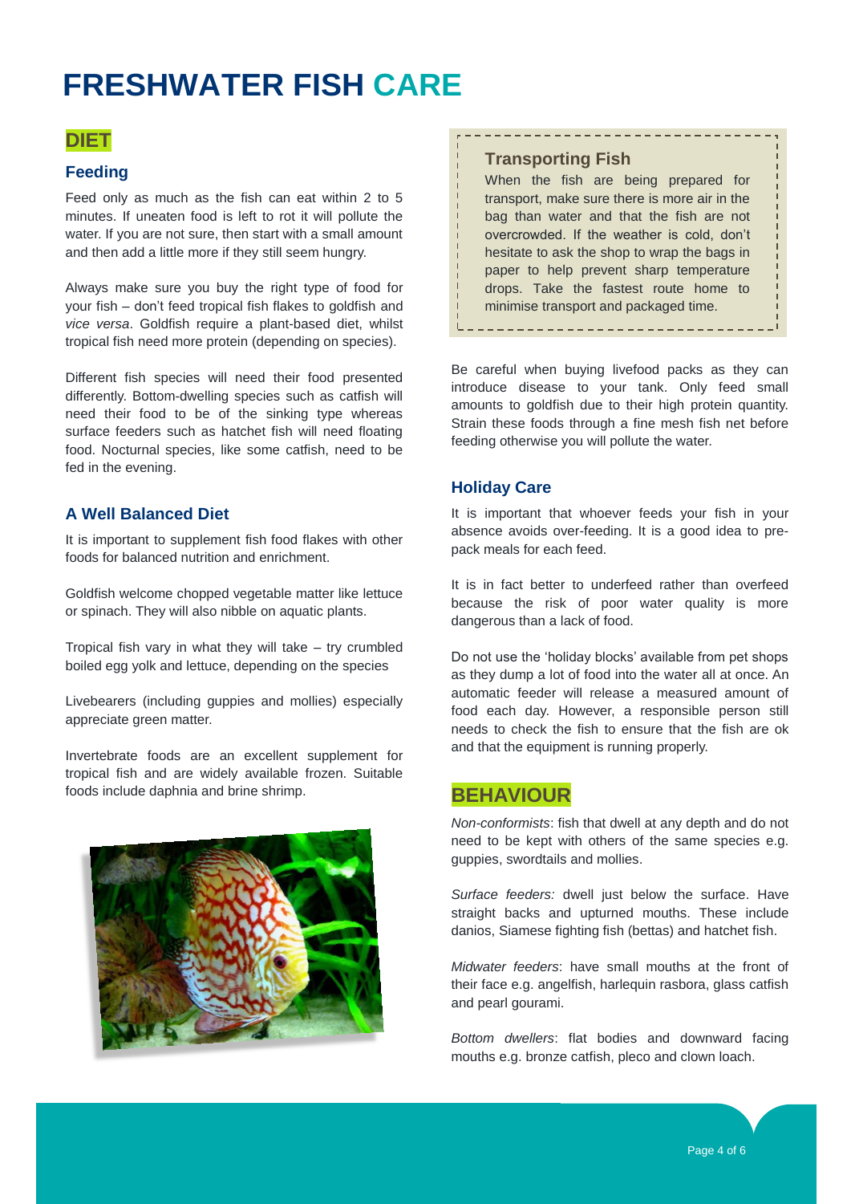# FRESHWATER FISH CARE

## DIET

### Feeding

Feed only as much as the fish can eat within 2 to 5 minutes. If uneaten food is left to rot it will pollute the water. If you are not sure, then start with a small amount and then add a little more if they still seem hungry.

Always make sure you buy the right type of food for your fish – don't feed tropical fish flakes to goldfish and *vice versa*. Goldfish require a plant-based diet, whilst tropical fish need more protein (depending on species).

Different fish species will need their food presented differently. Bottom-dwelling species such as catfish will need their food to be of the sinking type whereas surface feeders such as hatchet fish will need floating food. Nocturnal species, like some catfish, need to be fed in the evening.

### A Well Balanced Diet

It is important to supplement fish food flakes with other foods for balanced nutrition and enrichment.

Goldfish welcome chopped vegetable matter like lettuce or spinach. They will also nibble on aquatic plants.

Tropical fish vary in what they will take – try crumbled boiled egg yolk and lettuce, depending on the species

Livebearers (including guppies and mollies) especially appreciate green matter.

Invertebrate foods are an excellent supplement for tropical fish and are widely available frozen. Suitable foods include daphnia and brine shrimp.

### Transporting Fish

When the fish are being prepared for transport, make sure there is more air in the bag than water and that the fish are not overcrowded. If the weather is cold, don't hesitate to ask the shop to wrap the bags in paper to help prevent sharp temperature drops. Take the fastest route home to minimise transport and packaged time.

Be careful when buying livefood packs as they can introduce disease to your tank. Only feed small amounts to goldfish due to their high protein quantity. Strain these foods through a fine mesh fish net before feeding otherwise you will pollute the water.

### Holiday Care

It is important that whoever feeds your fish in your absence avoids over-feeding. It is a good idea to pre-pack meals for each feed.

It is in fact better to underfeed rather than overfeed because the risk of poor water quality is more dangerous than a lack of food.

Do not use the 'holiday blocks' available from pet shops as they dump a lot of food into the water all at once. An automatic feeder will release a measured amount of food each day. However, a responsible person still needs to check the fish to ensure that the fish are ok and that the equipment is running properly.

## BEHAVIOUR

*Non-conformists*: fish that dwell at any depth and do not need to be kept with others of the same species e.g. guppies, swordtails and mollies.

*Surface feeders:* dwell just below the surface. Have straight backs and upturned mouths. These include danios, Siamese fighting fish (bettas) and hatchet fish.

*Midwater feeders*: have small mouths at the front of their face e.g. angelfish, harlequin rasbora, glass catfish and pearl gourami.

*Bottom dwellers*: flat bodies and downward facing mouths e.g. bronze catfish, pleco and clown loach.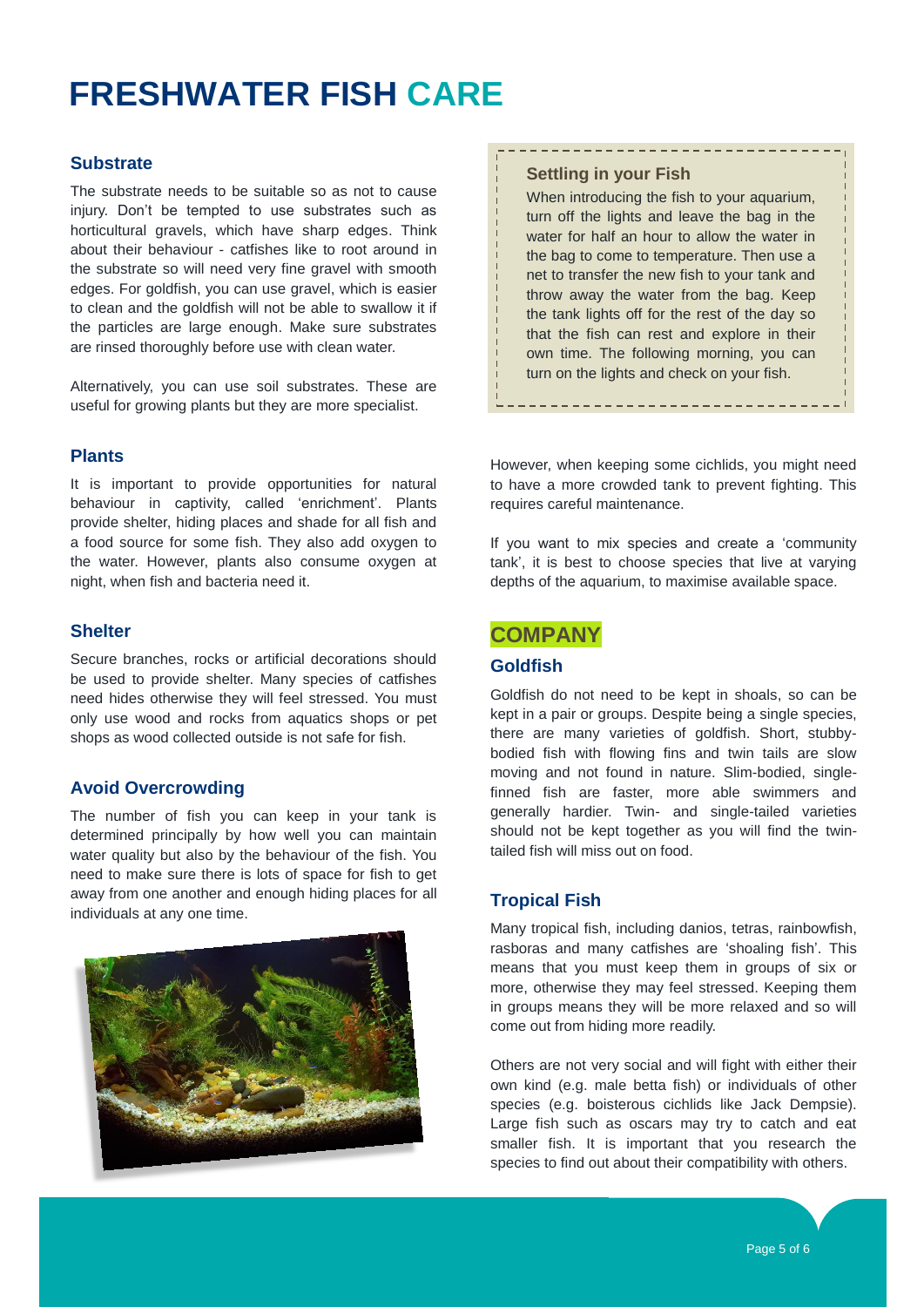# FRESHWATER FISH CARE

## Substrate

The substrate needs to be suitable so as not to cause injury. Don't be tempted to use substrates such as horticultural gravels, which have sharp edges. Think about their behaviour - catfishes like to root around in the substrate so will need very fine gravel with smooth edges. For goldfish, you can use gravel, which is easier to clean and the goldfish will not be able to swallow it if the particles are large enough. Make sure substrates are rinsed thoroughly before use with clean water.

Alternatively, you can use soil substrates. These are useful for growing plants but they are more specialist.

## Plants

It is important to provide opportunities for natural behaviour in captivity, called 'enrichment'. Plants provide shelter, hiding places and shade for all fish and a food source for some fish. They also add oxygen to the water. However, plants also consume oxygen at night, when fish and bacteria need it.

## Shelter

Secure branches, rocks or artificial decorations should be used to provide shelter. Many species of catfishes need hides otherwise they will feel stressed. You must only use wood and rocks from aquatics shops or pet shops as wood collected outside is not safe for fish.

## Avoid Overcrowding

The number of fish you can keep in your tank is determined principally by how well you can maintain water quality but also by the behaviour of the fish. You need to make sure there is lots of space for fish to get away from one another and enough hiding places for all individuals at any one time.

However, when keeping some cichlids, you might need to have a more crowded tank to prevent fighting. This requires careful maintenance.

If you want to mix species and create a 'community tank', it is best to choose species that live at varying depths of the aquarium, to maximise available space.

### Settling in your Fish

When introducing the fish to your aquarium, turn off the lights and leave the bag in the water for half an hour to allow the water in the bag to come to temperature. Then use a net to transfer the new fish to your tank and throw away the water from the bag. Keep the tank lights off for the rest of the day so that the fish can rest and explore in their own time. The following morning, you can turn on the lights and check on your fish.

# COMPANY

## Goldfish

Goldfish do not need to be kept in shoals, so can be kept in a pair or groups. Despite being a single species, there are many varieties of goldfish. Short, stubby-bodied fish with flowing fins and twin tails are slow moving and not found in nature. Slim-bodied, single-finned fish are faster, more able swimmers and generally hardier. Twin- and single-tailed varieties should not be kept together as you will find the twin-tailed fish will miss out on food.

## Tropical Fish

Many tropical fish, including danios, tetras, rainbowfish, rasboras and many catfishes are 'shoaling fish'. This means that you must keep them in groups of six or more, otherwise they may feel stressed. Keeping them in groups means they will be more relaxed and so will come out from hiding more readily.

Others are not very social and will fight with either their own kind (e.g. male betta fish) or individuals of other species (e.g. boisterous cichlids like Jack Dempsie). Large fish such as oscars may try to catch and eat smaller fish. It is important that you research the species to find out about their compatibility with others.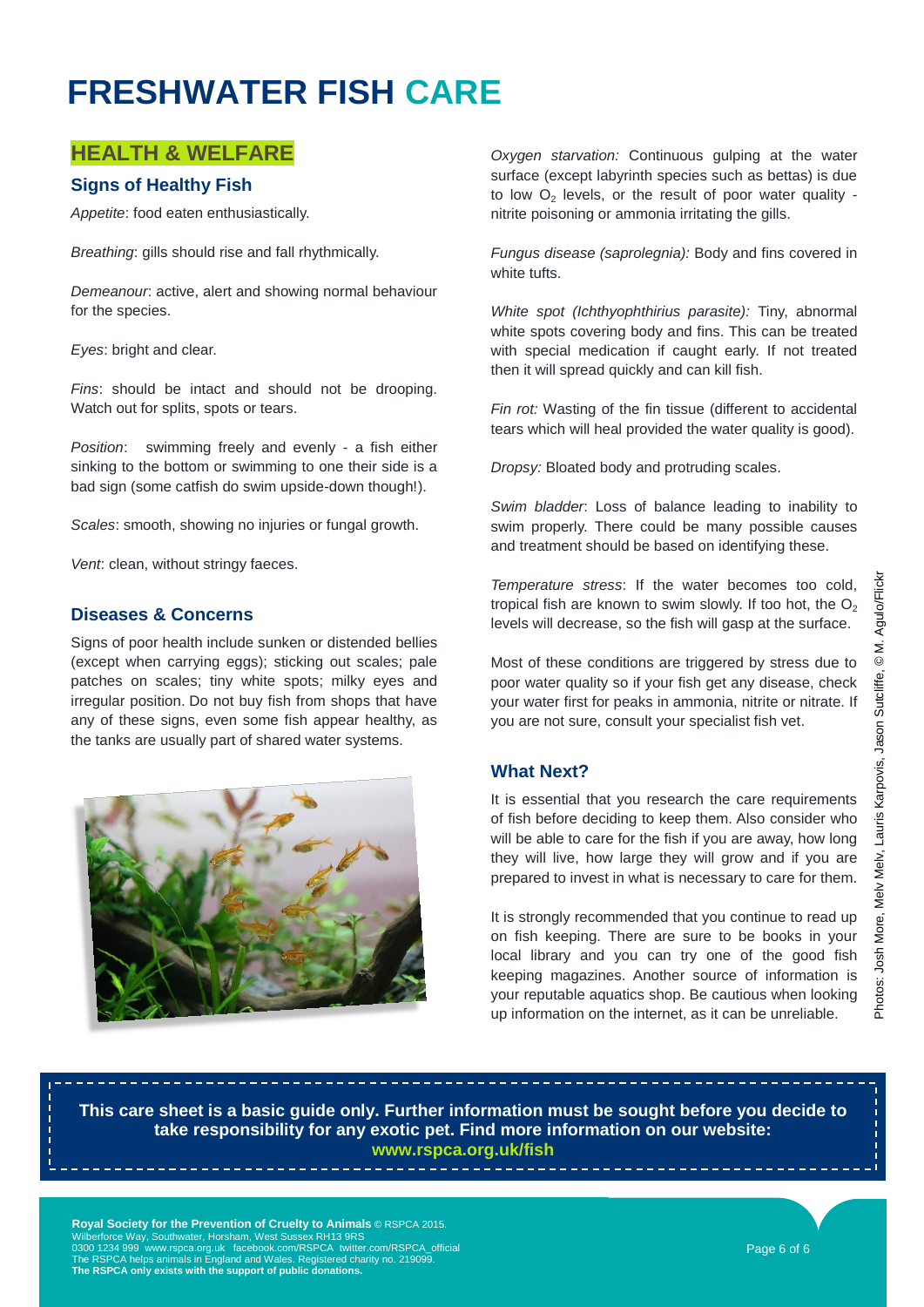# FRESHWATER FISH CARE

## HEALTH & WELFARE

### Signs of Healthy Fish

*Appetite*: food eaten enthusiastically.

*Breathing*: gills should rise and fall rhythmically.

*Demeanour*: active, alert and showing normal behaviour for the species.

*Eyes*: bright and clear.

*Fins*: should be intact and should not be drooping. Watch out for splits, spots or tears.

*Position*: swimming freely and evenly - a fish either sinking to the bottom or swimming to one their side is a bad sign (some catfish do swim upside-down though!).

*Scales*: smooth, showing no injuries or fungal growth.

*Vent*: clean, without stringy faeces.

### Diseases & Concerns

Signs of poor health include sunken or distended bellies (except when carrying eggs); sticking out scales; pale patches on scales; tiny white spots; milky eyes and irregular position. Do not buy fish from shops that have any of these signs, even some fish appear healthy, as the tanks are usually part of shared water systems.

*Oxygen starvation:* Continuous gulping at the water surface (except labyrinth species such as bettas) is due to low $O_2$ levels, or the result of poor water quality - nitrite poisoning or ammonia irritating the gills.

*Fungus disease (saprolegnia):* Body and fins covered in white tufts.

*White spot (Ichthyophthirius parasite):* Tiny, abnormal white spots covering body and fins. This can be treated with special medication if caught early. If not treated then it will spread quickly and can kill fish.

*Fin rot:* Wasting of the fin tissue (different to accidental tears which will heal provided the water quality is good).

*Dropsy:* Bloated body and protruding scales.

*Swim bladder*: Loss of balance leading to inability to swim properly. There could be many possible causes and treatment should be based on identifying these.

*Temperature stress*: If the water becomes too cold, tropical fish are known to swim slowly. If too hot, the $O_2$ levels will decrease, so the fish will gasp at the surface.

Most of these conditions are triggered by stress due to poor water quality so if your fish get any disease, check your water first for peaks in ammonia, nitrite or nitrate. If you are not sure, consult your specialist fish vet.

### What Next?

It is essential that you research the care requirements of fish before deciding to keep them. Also consider who will be able to care for the fish if you are away, how long they will live, how large they will grow and if you are prepared to invest in what is necessary to care for them.

It is strongly recommended that you continue to read up on fish keeping. There are sure to be books in your local library and you can try one of the good fish keeping magazines. Another source of information is your reputable aquatics shop. Be cautious when looking up information on the internet, as it can be unreliable.

Photos: Josh More, Melv Melv, Lauris Karpovis, Jason Sutcliffe, © M. Agulo/Flickr

**This care sheet is a basic guide only. Further information must be sought before you decide to take responsibility for any exotic pet. Find more information on our website: www.rspca.org.uk/fish**

**Royal Society for the Prevention of Cruelty to Animals** © RSPCA 2015.
Wilberforce Way, Southwater, Horsham, West Sussex RH13 9RS
0300 1234 999 www.rspca.org.uk facebook.com/RSPCA twitter.com/RSPCA_official
The RSPCA helps animals in England and Wales. Registered charity no. 219099.
**The RSPCA only exists with the support of public donations.**